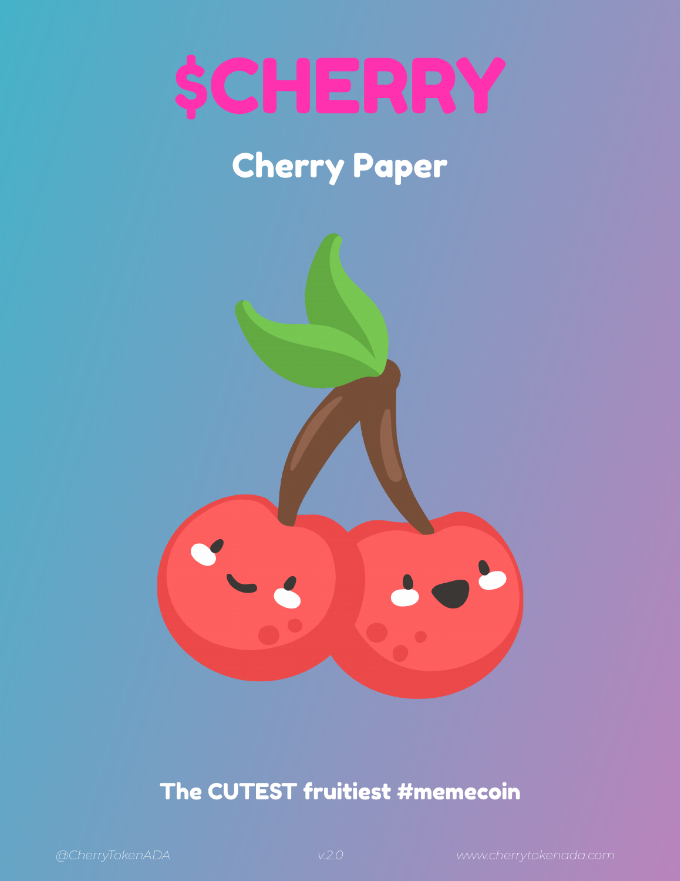# $CHERRY

## Cherry Paper

**The CUTEST fruitiest #memecoin**

@CherryTokenADA v.2.0 www.cherrytokenada.com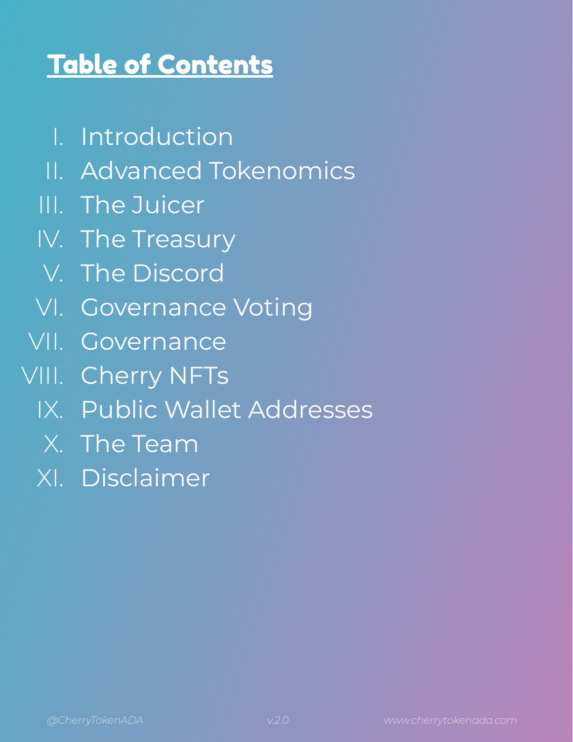# Table of Contents

I. Introduction
II. Advanced Tokenomics
III. The Juicer
IV. The Treasury
V. The Discord
VI. Governance Voting
VII. Governance
VIII. Cherry NFTs
IX. Public Wallet Addresses
X. The Team
XI. Disclaimer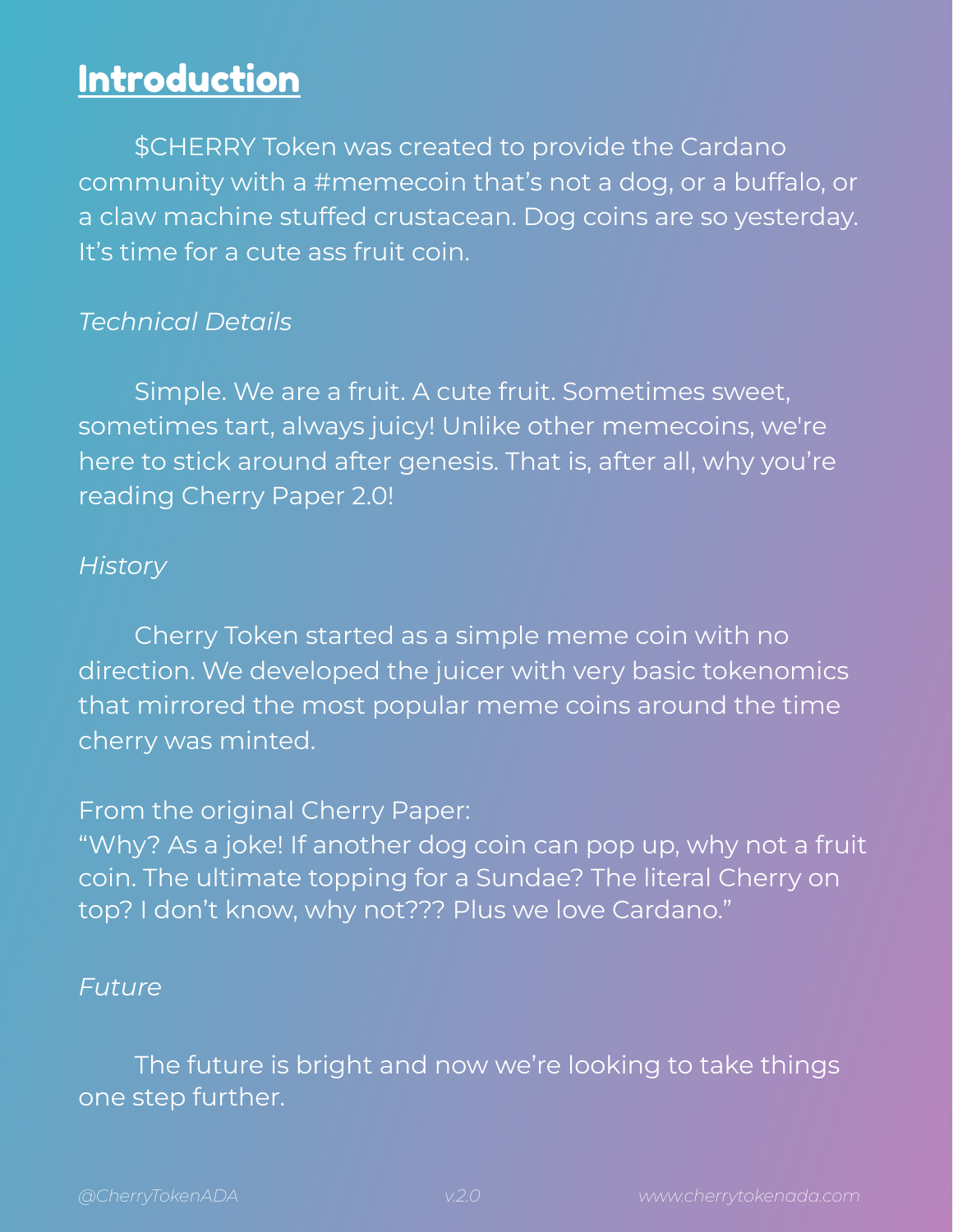# Introduction

$CHERRY Token was created to provide the Cardano community with a #memecoin that's not a dog, or a buffalo, or a claw machine stuffed crustacean. Dog coins are so yesterday. It's time for a cute ass fruit coin.

*Technical Details*

Simple. We are a fruit. A cute fruit. Sometimes sweet, sometimes tart, always juicy! Unlike other memecoins, we're here to stick around after genesis. That is, after all, why you're reading Cherry Paper 2.0!

*History*

Cherry Token started as a simple meme coin with no direction. We developed the juicer with very basic tokenomics that mirrored the most popular meme coins around the time cherry was minted.

From the original Cherry Paper:
"Why? As a joke! If another dog coin can pop up, why not a fruit coin. The ultimate topping for a Sundae? The literal Cherry on top? I don't know, why not??? Plus we love Cardano."

*Future*

The future is bright and now we're looking to take things one step further.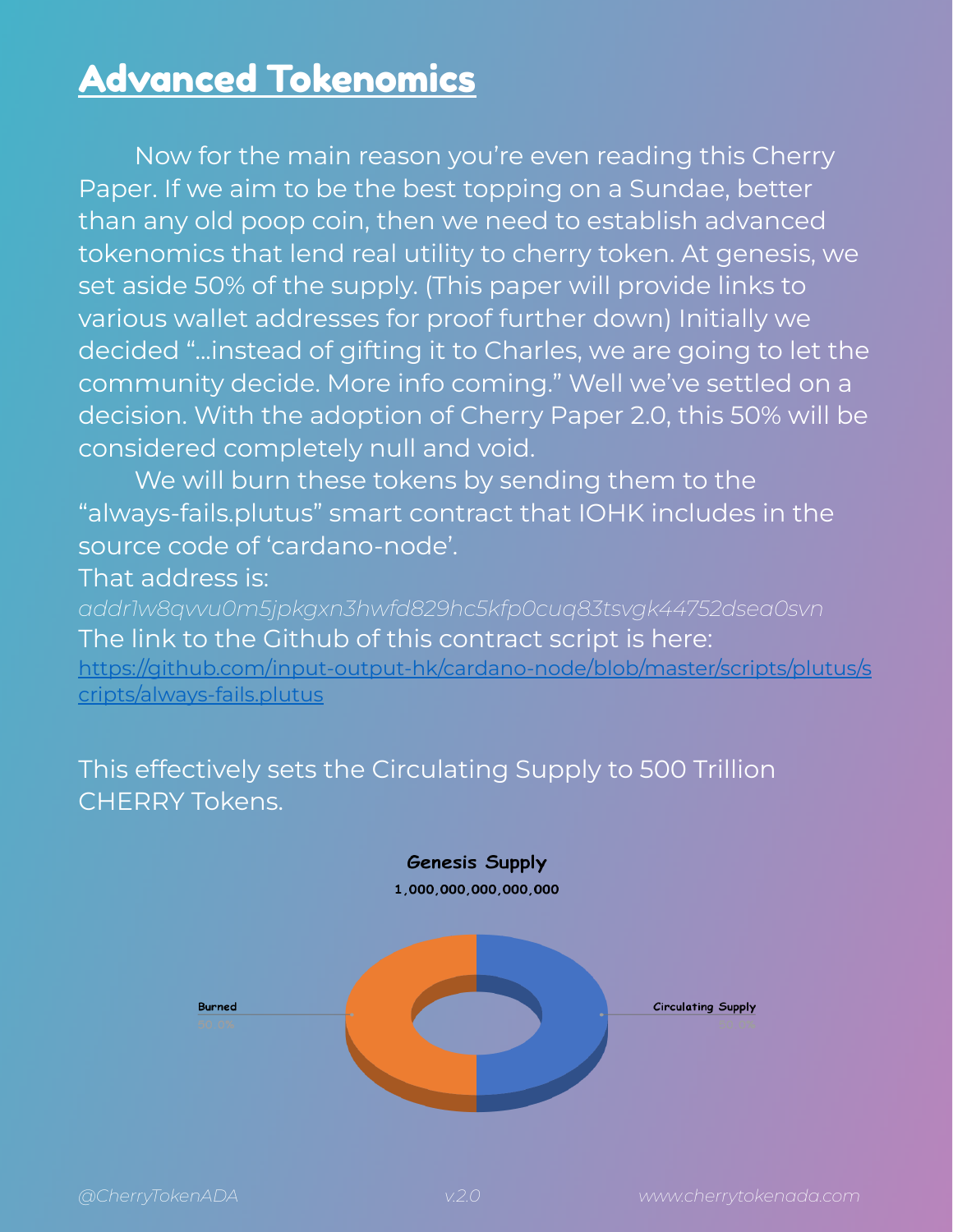# Advanced Tokenomics

Now for the main reason you're even reading this Cherry Paper. If we aim to be the best topping on a Sundae, better than any old poop coin, then we need to establish advanced tokenomics that lend real utility to cherry token. At genesis, we set aside 50% of the supply. (This paper will provide links to various wallet addresses for proof further down) Initially we decided "...instead of gifting it to Charles, we are going to let the community decide. More info coming." Well we've settled on a decision. With the adoption of Cherry Paper 2.0, this 50% will be considered completely null and void.

We will burn these tokens by sending them to the "always-fails.plutus" smart contract that IOHK includes in the source code of 'cardano-node'.

That address is:

*addr1w8qvvu0m5jpkgxn3hwfd829hc5kfp0cuq83tsvgk44752dsea0svn*

The link to the Github of this contract script is here:

[https://github.com/input-output-hk/cardano-node/blob/master/scripts/plutus/scripts/always-fails.plutus](https://github.com/input-output-hk/cardano-node/blob/master/scripts/plutus/scripts/always-fails.plutus)

This effectively sets the Circulating Supply to 500 Trillion CHERRY Tokens.

**Genesis Supply**

**1,000,000,000,000,000**

Burned 50.0%

Circulating Supply 50.0%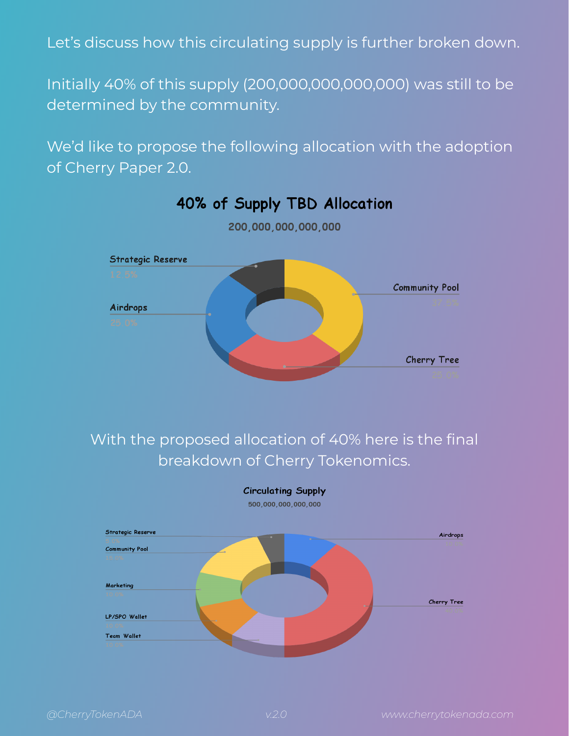Let's discuss how this circulating supply is further broken down.

Initially 40% of this supply (200,000,000,000,000) was still to be determined by the community.

We'd like to propose the following allocation with the adoption of Cherry Paper 2.0.

## 40% of Supply TBD Allocation

**200,000,000,000,000**

- Strategic Reserve 12.5%
- Airdrops 25.0%
- Community Pool 37.5%
- Cherry Tree 25.0%

With the proposed allocation of 40% here is the final breakdown of Cherry Tokenomics.

## Circulating Supply

**500,000,000,000,000**

- Strategic Reserve 5.0%
- Community Pool 15.0%
- Marketing 10.0%
- LP/SPO Wallet 10.0%
- Team Wallet 10.0%
- Airdrops 10.0%
- Cherry Tree 40.0%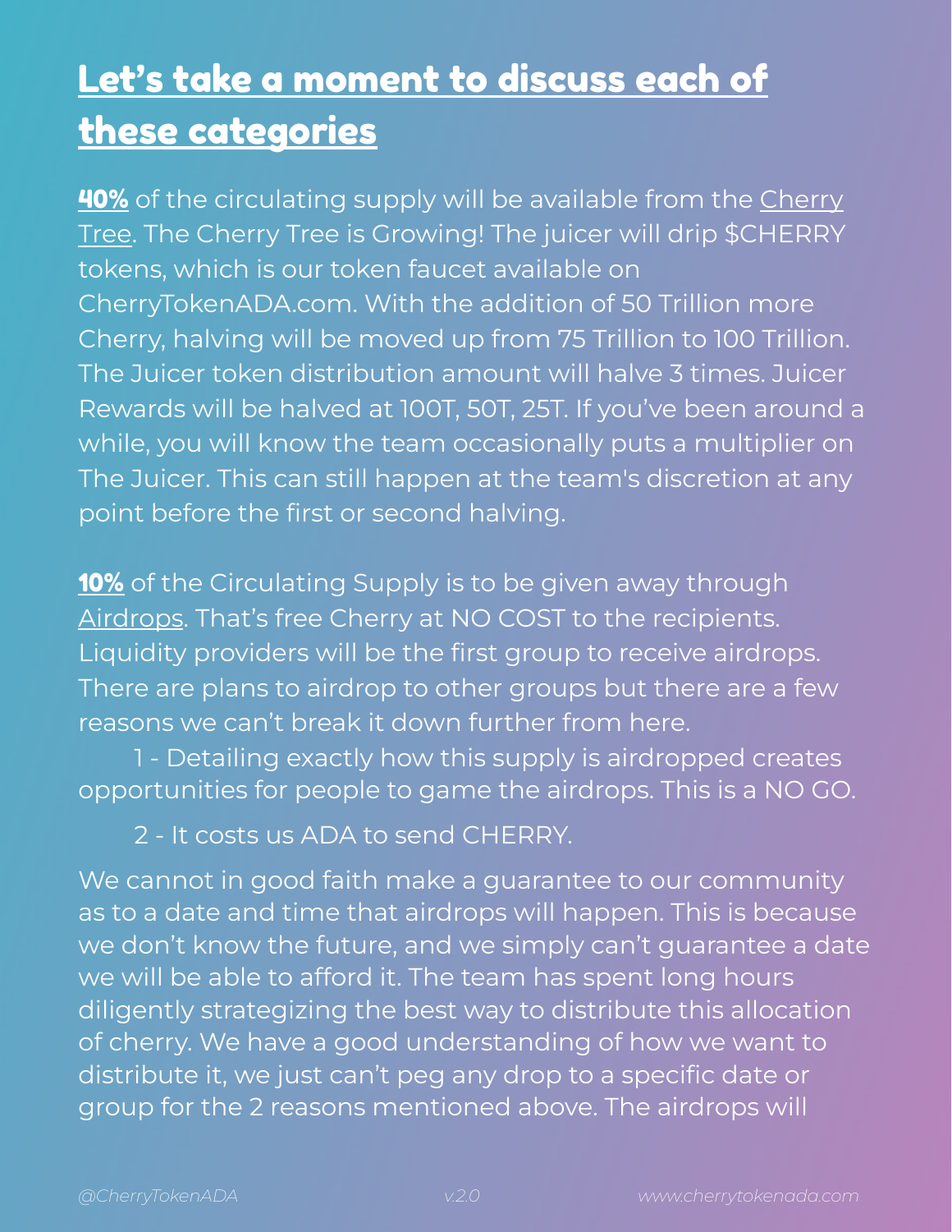## Let's take a moment to discuss each of these categories

**40%** of the circulating supply will be available from the Cherry Tree. The Cherry Tree is Growing! The juicer will drip $CHERRY tokens, which is our token faucet available on CherryTokenADA.com. With the addition of 50 Trillion more Cherry, halving will be moved up from 75 Trillion to 100 Trillion. The Juicer token distribution amount will halve 3 times. Juicer Rewards will be halved at 100T, 50T, 25T. If you've been around a while, you will know the team occasionally puts a multiplier on The Juicer. This can still happen at the team's discretion at any point before the first or second halving.

**10%** of the Circulating Supply is to be given away through Airdrops. That's free Cherry at NO COST to the recipients. Liquidity providers will be the first group to receive airdrops. There are plans to airdrop to other groups but there are a few reasons we can't break it down further from here.

1 - Detailing exactly how this supply is airdropped creates opportunities for people to game the airdrops. This is a NO GO.

2 - It costs us ADA to send CHERRY.

We cannot in good faith make a guarantee to our community as to a date and time that airdrops will happen. This is because we don't know the future, and we simply can't guarantee a date we will be able to afford it. The team has spent long hours diligently strategizing the best way to distribute this allocation of cherry. We have a good understanding of how we want to distribute it, we just can't peg any drop to a specific date or group for the 2 reasons mentioned above. The airdrops will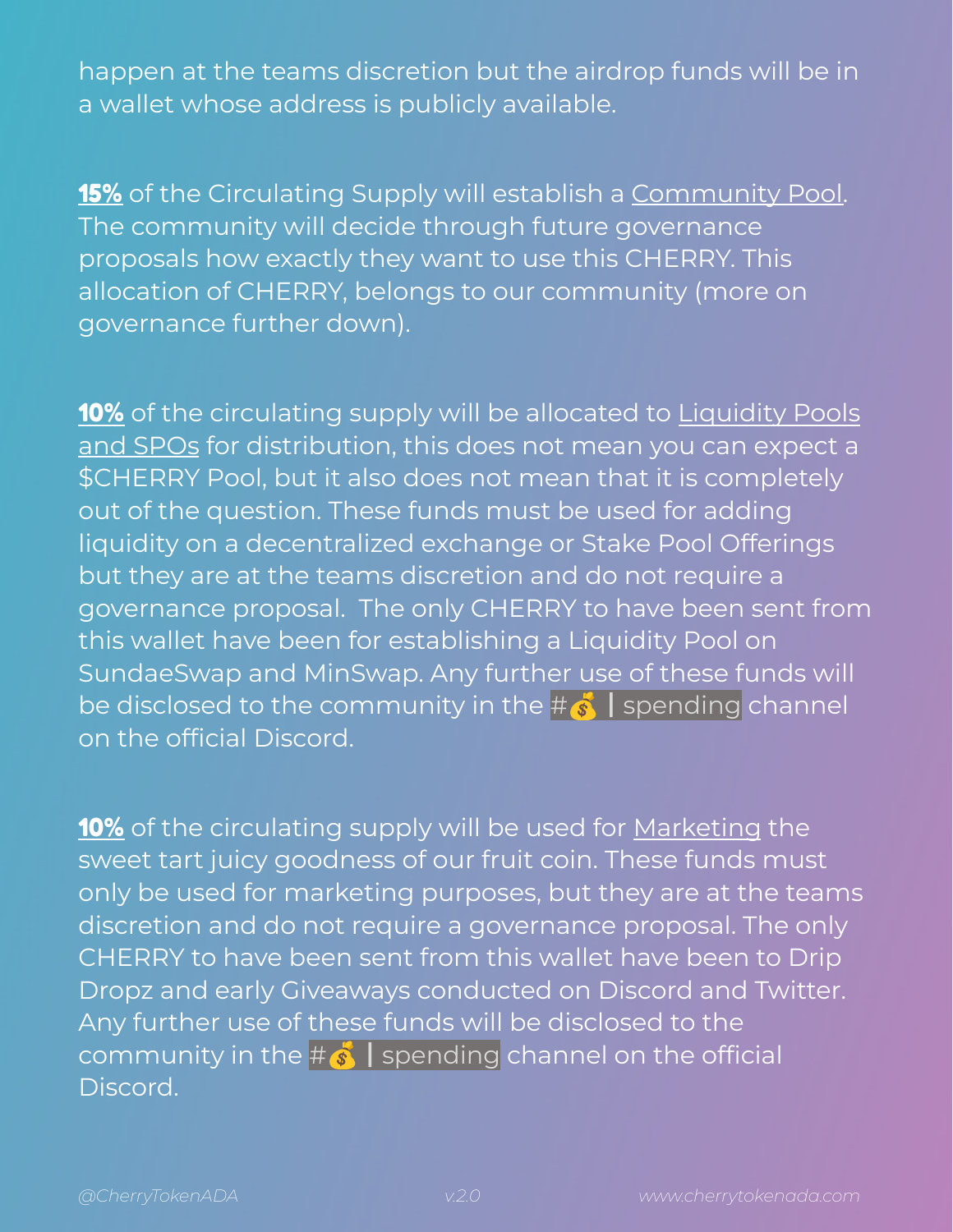happen at the teams discretion but the airdrop funds will be in a wallet whose address is publicly available.

**15%** of the Circulating Supply will establish a Community Pool. The community will decide through future governance proposals how exactly they want to use this CHERRY. This allocation of CHERRY, belongs to our community (more on governance further down).

**10%** of the circulating supply will be allocated to Liquidity Pools and SPOs for distribution, this does not mean you can expect a $CHERRY Pool, but it also does not mean that it is completely out of the question. These funds must be used for adding liquidity on a decentralized exchange or Stake Pool Offerings but they are at the teams discretion and do not require a governance proposal. The only CHERRY to have been sent from this wallet have been for establishing a Liquidity Pool on SundaeSwap and MinSwap. Any further use of these funds will be disclosed to the community in the #💰 | spending channel on the official Discord.

**10%** of the circulating supply will be used for Marketing the sweet tart juicy goodness of our fruit coin. These funds must only be used for marketing purposes, but they are at the teams discretion and do not require a governance proposal. The only CHERRY to have been sent from this wallet have been to Drip Dropz and early Giveaways conducted on Discord and Twitter. Any further use of these funds will be disclosed to the community in the #💰 | spending channel on the official Discord.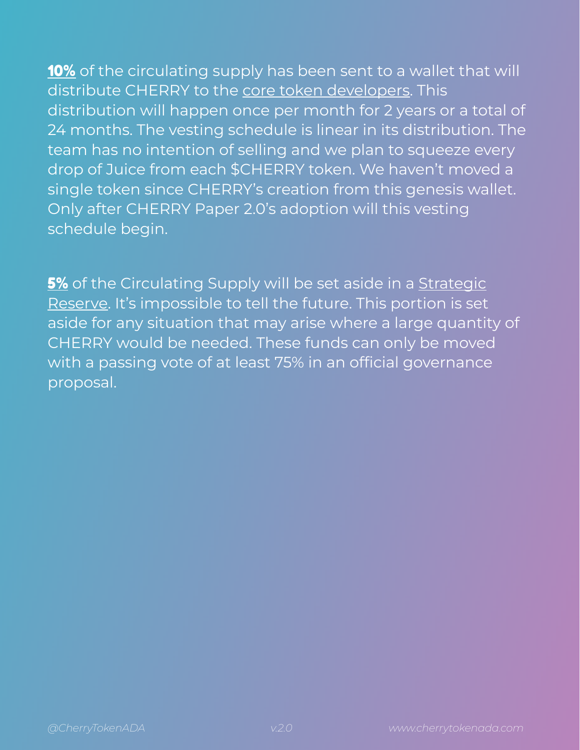**10%** of the circulating supply has been sent to a wallet that will distribute CHERRY to the core token developers. This distribution will happen once per month for 2 years or a total of 24 months. The vesting schedule is linear in its distribution. The team has no intention of selling and we plan to squeeze every drop of Juice from each $CHERRY token. We haven't moved a single token since CHERRY's creation from this genesis wallet. Only after CHERRY Paper 2.0's adoption will this vesting schedule begin.

**5%** of the Circulating Supply will be set aside in a Strategic Reserve. It's impossible to tell the future. This portion is set aside for any situation that may arise where a large quantity of CHERRY would be needed. These funds can only be moved with a passing vote of at least 75% in an official governance proposal.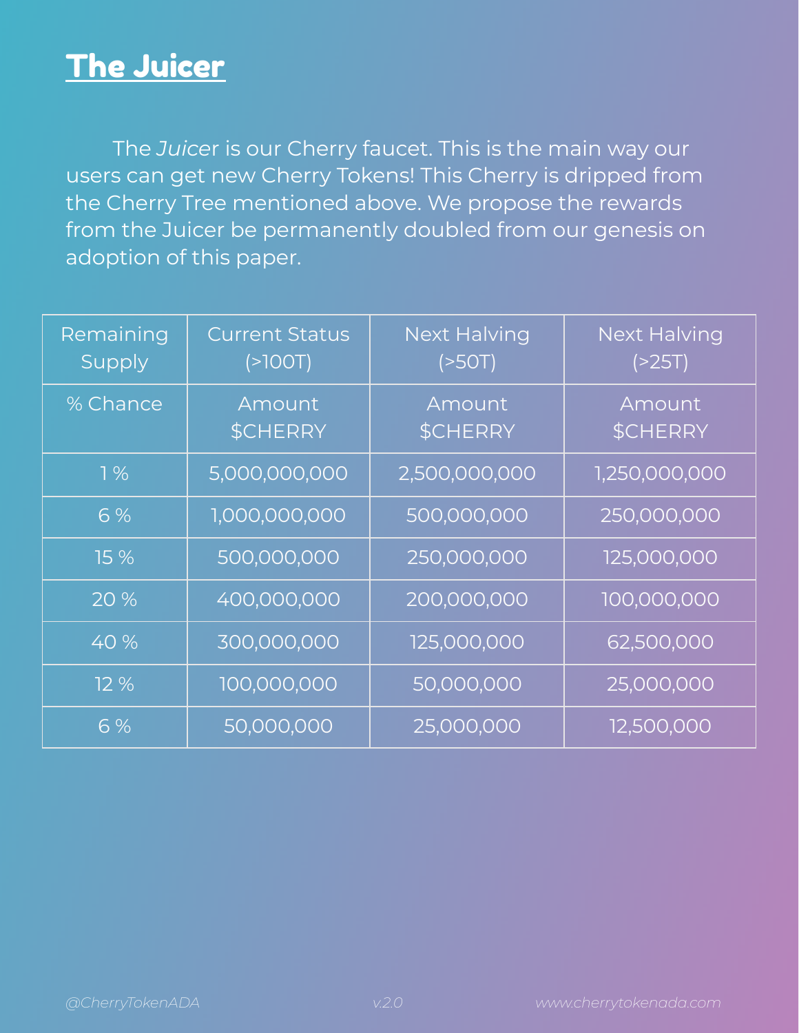# The Juicer

The *Juicer* is our Cherry faucet. This is the main way our users can get new Cherry Tokens! This Cherry is dripped from the Cherry Tree mentioned above. We propose the rewards from the Juicer be permanently doubled from our genesis on adoption of this paper.

| Remaining Supply | Current Status (>100T) | Next Halving (>50T) | Next Halving (>25T) |
|---|---|---|---|
| % Chance | Amount $CHERRY | Amount $CHERRY | Amount $CHERRY |
| 1 % | 5,000,000,000 | 2,500,000,000 | 1,250,000,000 |
| 6 % | 1,000,000,000 | 500,000,000 | 250,000,000 |
| 15 % | 500,000,000 | 250,000,000 | 125,000,000 |
| 20 % | 400,000,000 | 200,000,000 | 100,000,000 |
| 40 % | 300,000,000 | 125,000,000 | 62,500,000 |
| 12 % | 100,000,000 | 50,000,000 | 25,000,000 |
| 6 % | 50,000,000 | 25,000,000 | 12,500,000 |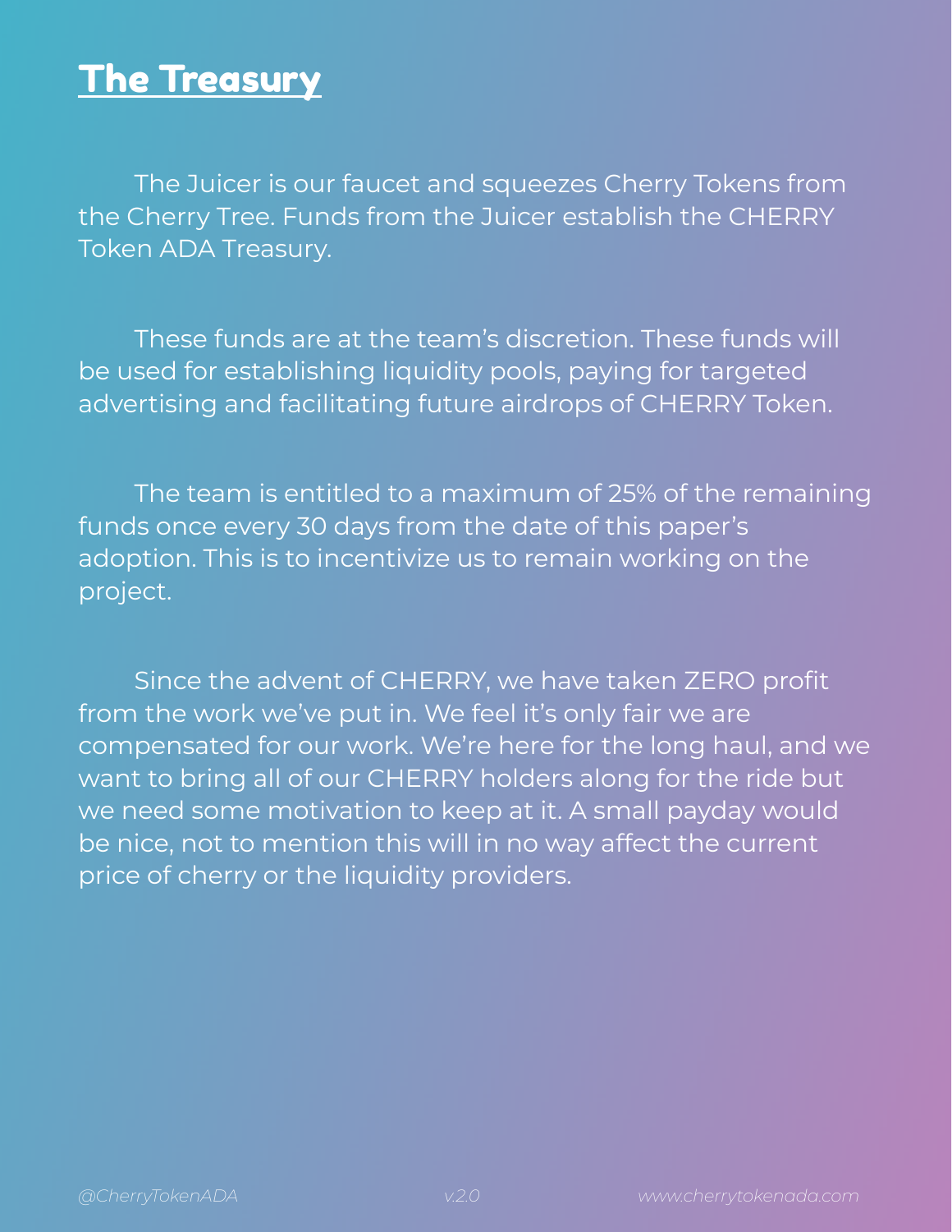# The Treasury

The Juicer is our faucet and squeezes Cherry Tokens from the Cherry Tree. Funds from the Juicer establish the CHERRY Token ADA Treasury.

These funds are at the team's discretion. These funds will be used for establishing liquidity pools, paying for targeted advertising and facilitating future airdrops of CHERRY Token.

The team is entitled to a maximum of 25% of the remaining funds once every 30 days from the date of this paper's adoption. This is to incentivize us to remain working on the project.

Since the advent of CHERRY, we have taken ZERO profit from the work we've put in. We feel it's only fair we are compensated for our work. We're here for the long haul, and we want to bring all of our CHERRY holders along for the ride but we need some motivation to keep at it. A small payday would be nice, not to mention this will in no way affect the current price of cherry or the liquidity providers.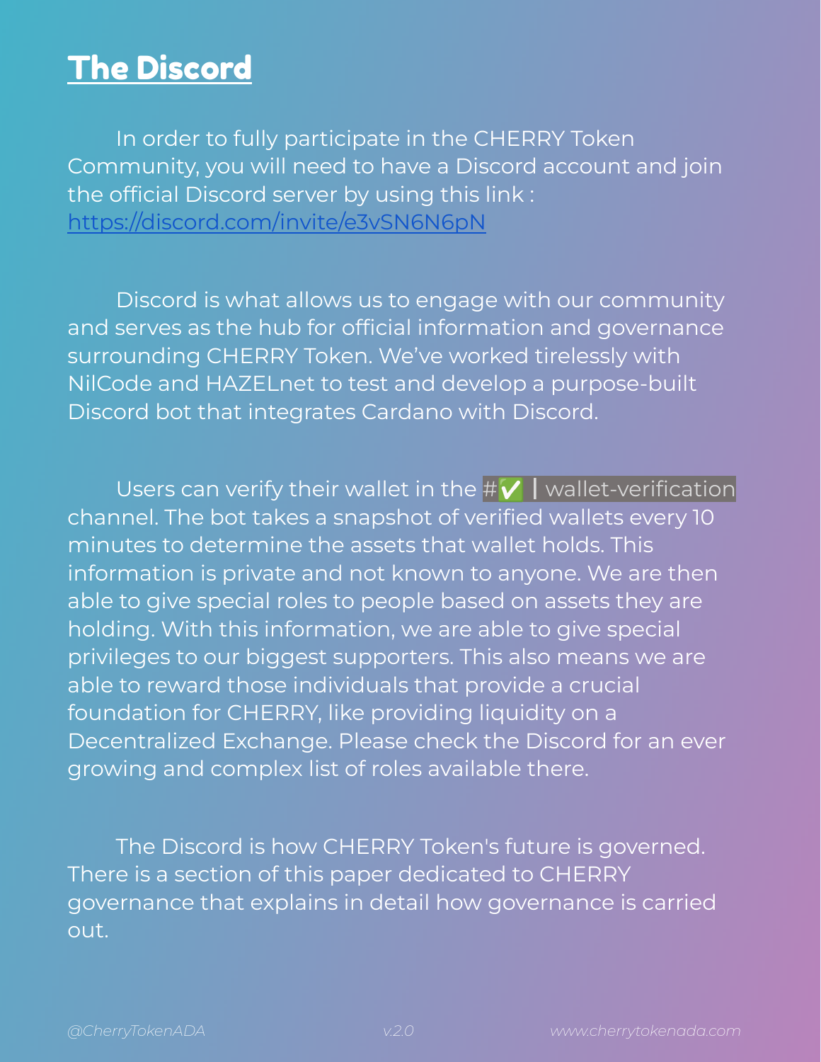# The Discord

In order to fully participate in the CHERRY Token Community, you will need to have a Discord account and join the official Discord server by using this link : [https://discord.com/invite/e3vSN6N6pN](https://discord.com/invite/e3vSN6N6pN)

Discord is what allows us to engage with our community and serves as the hub for official information and governance surrounding CHERRY Token. We've worked tirelessly with NilCode and HAZELnet to test and develop a purpose-built Discord bot that integrates Cardano with Discord.

Users can verify their wallet in the #✅ | wallet-verification channel. The bot takes a snapshot of verified wallets every 10 minutes to determine the assets that wallet holds. This information is private and not known to anyone. We are then able to give special roles to people based on assets they are holding. With this information, we are able to give special privileges to our biggest supporters. This also means we are able to reward those individuals that provide a crucial foundation for CHERRY, like providing liquidity on a Decentralized Exchange. Please check the Discord for an ever growing and complex list of roles available there.

The Discord is how CHERRY Token's future is governed. There is a section of this paper dedicated to CHERRY governance that explains in detail how governance is carried out.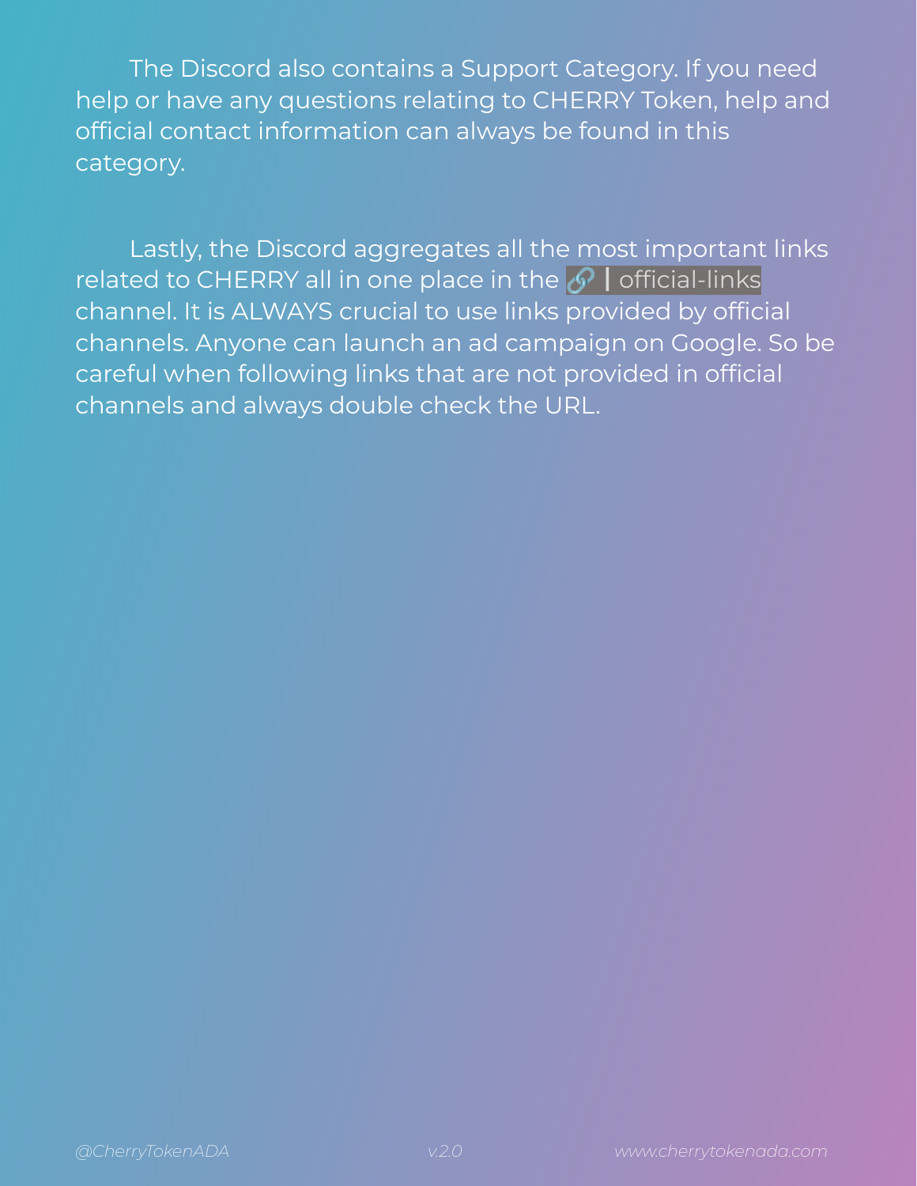The Discord also contains a Support Category. If you need help or have any questions relating to CHERRY Token, help and official contact information can always be found in this category.

Lastly, the Discord aggregates all the most important links related to CHERRY all in one place in the 🔗┃official-links channel. It is ALWAYS crucial to use links provided by official channels. Anyone can launch an ad campaign on Google. So be careful when following links that are not provided in official channels and always double check the URL.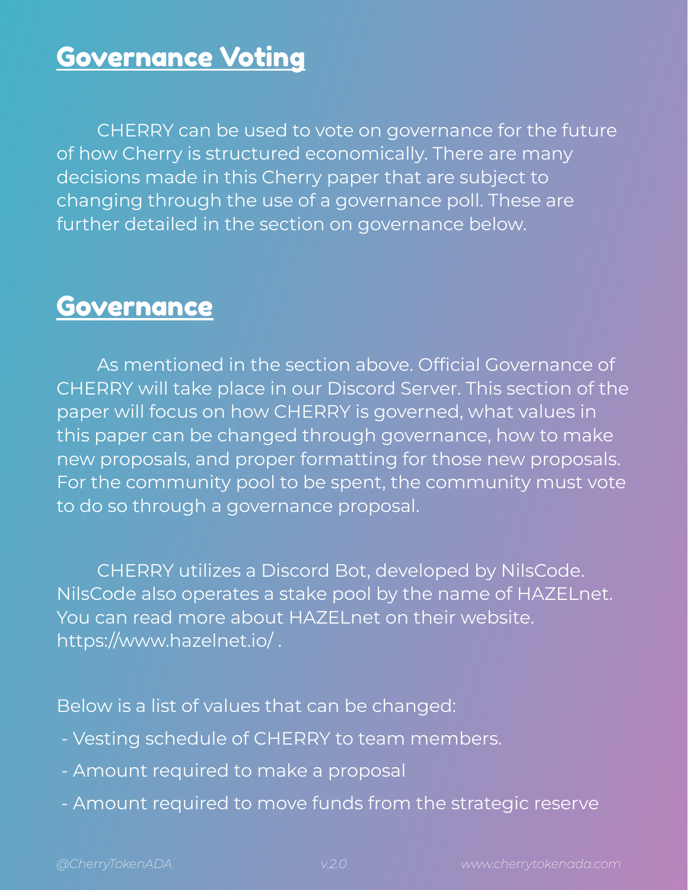## Governance Voting

CHERRY can be used to vote on governance for the future of how Cherry is structured economically. There are many decisions made in this Cherry paper that are subject to changing through the use of a governance poll. These are further detailed in the section on governance below.

## Governance

As mentioned in the section above. Official Governance of CHERRY will take place in our Discord Server. This section of the paper will focus on how CHERRY is governed, what values in this paper can be changed through governance, how to make new proposals, and proper formatting for those new proposals. For the community pool to be spent, the community must vote to do so through a governance proposal.

CHERRY utilizes a Discord Bot, developed by NilsCode. NilsCode also operates a stake pool by the name of HAZELnet. You can read more about HAZELnet on their website. https://www.hazelnet.io/ .

Below is a list of values that can be changed:

- Vesting schedule of CHERRY to team members.
- Amount required to make a proposal
- Amount required to move funds from the strategic reserve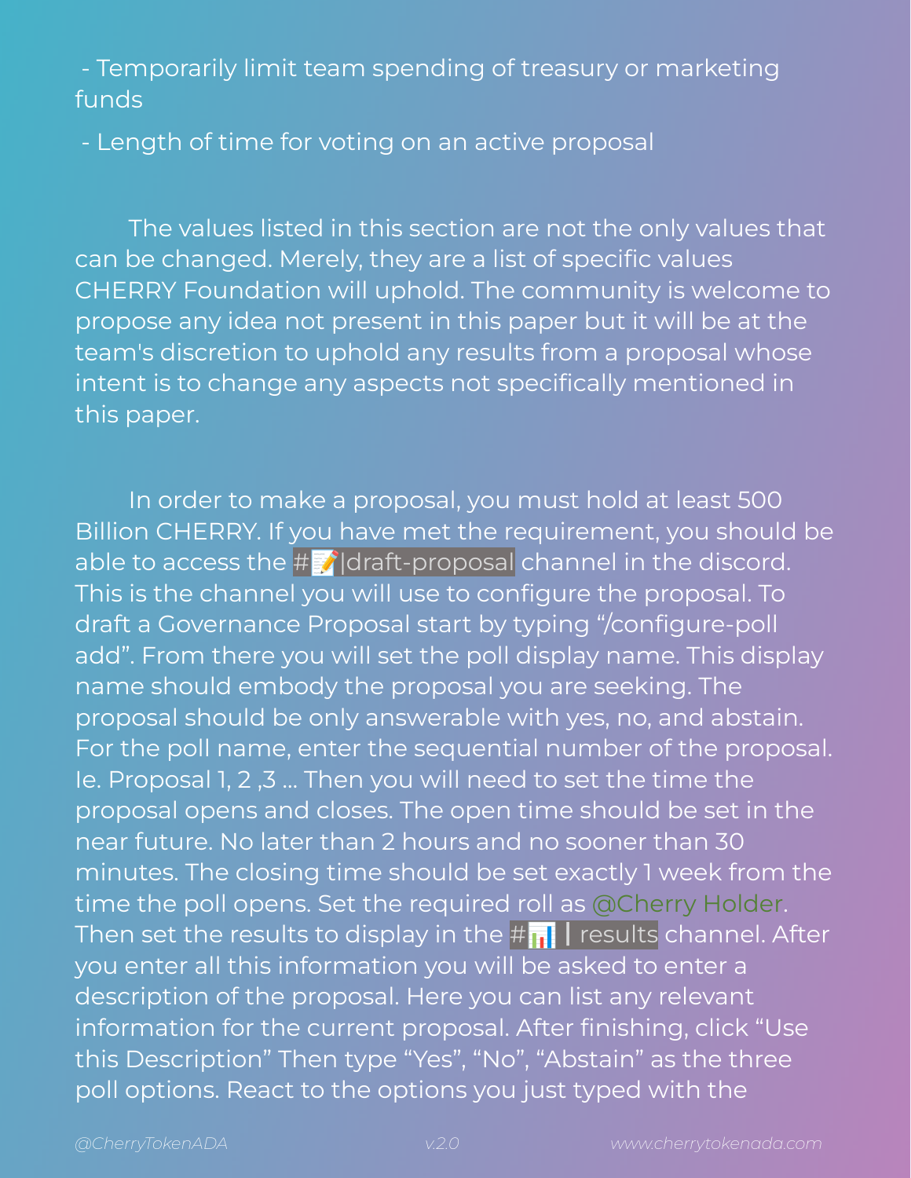- Temporarily limit team spending of treasury or marketing funds
- Length of time for voting on an active proposal

The values listed in this section are not the only values that can be changed. Merely, they are a list of specific values CHERRY Foundation will uphold. The community is welcome to propose any idea not present in this paper but it will be at the team's discretion to uphold any results from a proposal whose intent is to change any aspects not specifically mentioned in this paper.

In order to make a proposal, you must hold at least 500 Billion CHERRY. If you have met the requirement, you should be able to access the #📝|draft-proposal channel in the discord. This is the channel you will use to configure the proposal. To draft a Governance Proposal start by typing "/configure-poll add". From there you will set the poll display name. This display name should embody the proposal you are seeking. The proposal should be only answerable with yes, no, and abstain. For the poll name, enter the sequential number of the proposal. Ie. Proposal 1, 2 ,3 ... Then you will need to set the time the proposal opens and closes. The open time should be set in the near future. No later than 2 hours and no sooner than 30 minutes. The closing time should be set exactly 1 week from the time the poll opens. Set the required roll as @Cherry Holder. Then set the results to display in the #📊┃results channel. After you enter all this information you will be asked to enter a description of the proposal. Here you can list any relevant information for the current proposal. After finishing, click "Use this Description" Then type "Yes", "No", "Abstain" as the three poll options. React to the options you just typed with the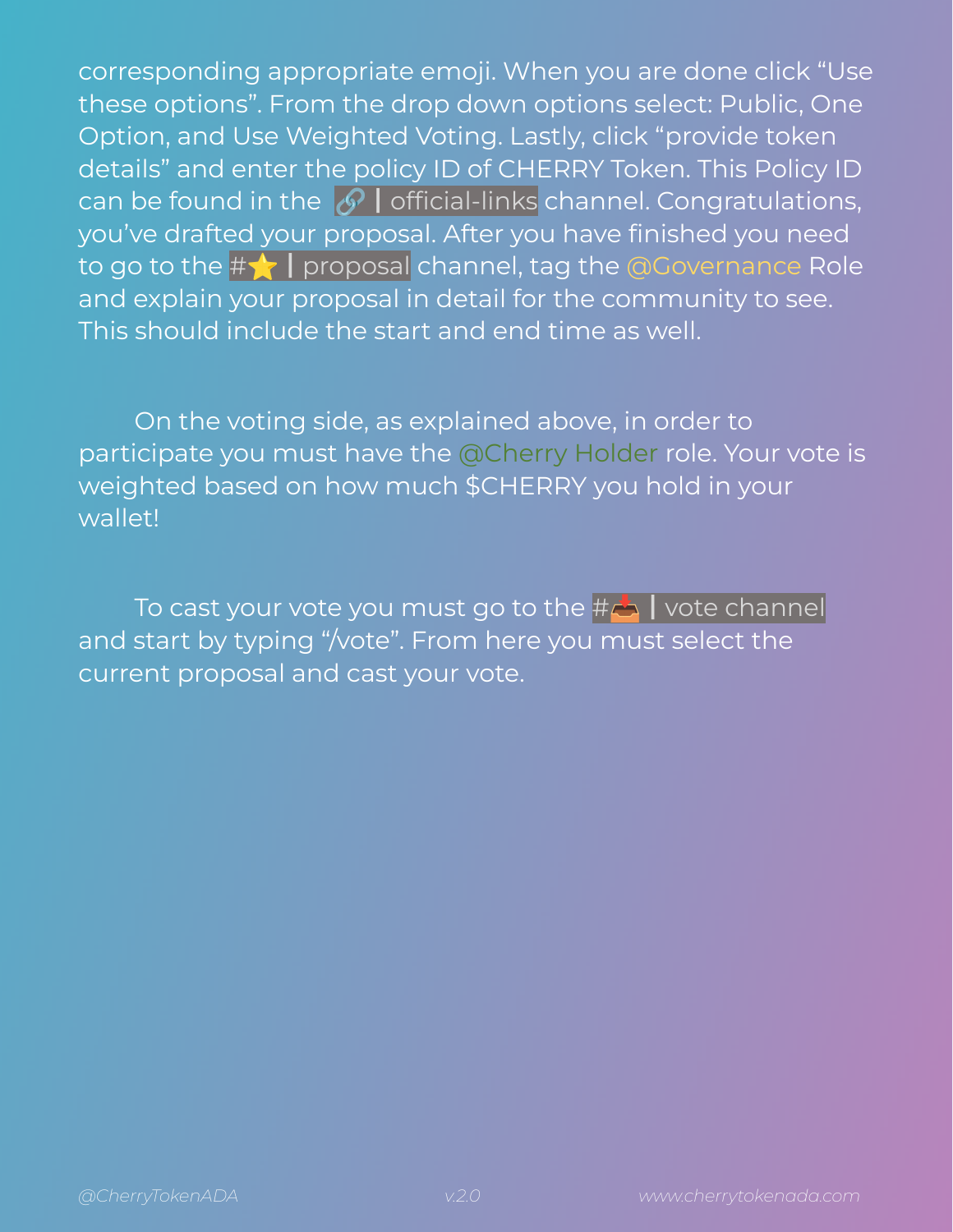corresponding appropriate emoji. When you are done click "Use these options". From the drop down options select: Public, One Option, and Use Weighted Voting. Lastly, click "provide token details" and enter the policy ID of CHERRY Token. This Policy ID can be found in the 🔗 | official-links channel. Congratulations, you've drafted your proposal. After you have finished you need to go to the #⭐ | proposal channel, tag the @Governance Role and explain your proposal in detail for the community to see. This should include the start and end time as well.

On the voting side, as explained above, in order to participate you must have the @Cherry Holder role. Your vote is weighted based on how much $CHERRY you hold in your wallet!

To cast your vote you must go to the #📥 | vote channel and start by typing "/vote". From here you must select the current proposal and cast your vote.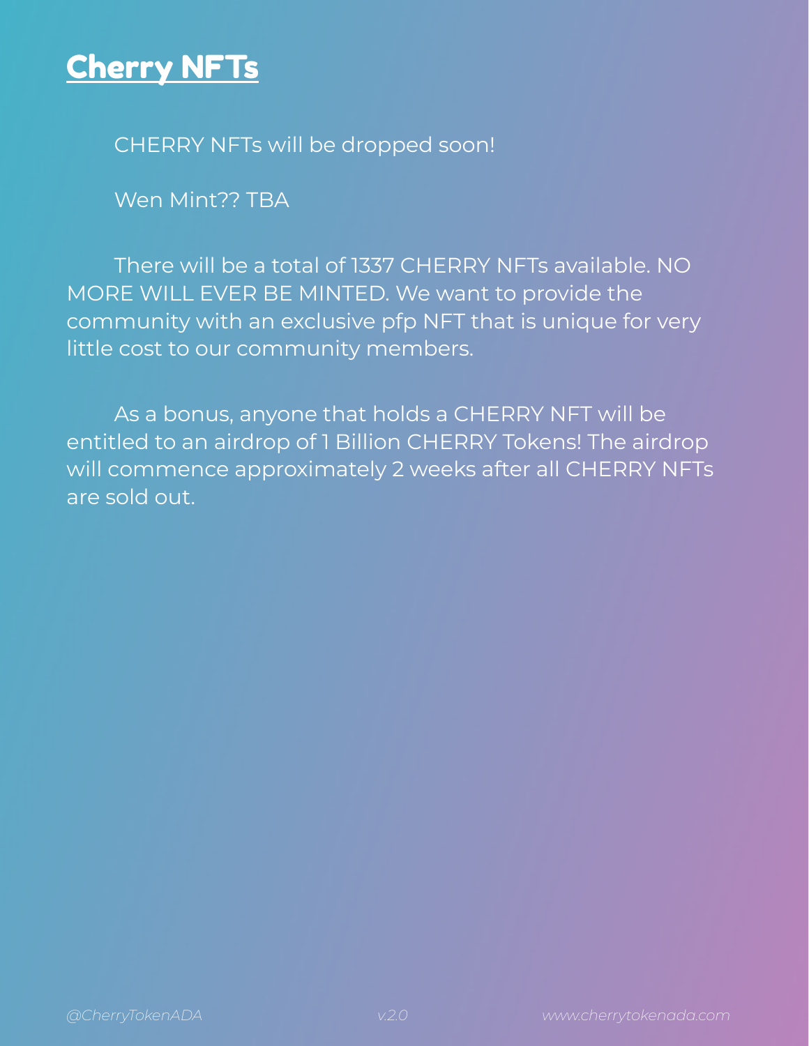# Cherry NFTs

CHERRY NFTs will be dropped soon!

Wen Mint?? TBA

There will be a total of 1337 CHERRY NFTs available. NO MORE WILL EVER BE MINTED. We want to provide the community with an exclusive pfp NFT that is unique for very little cost to our community members.

As a bonus, anyone that holds a CHERRY NFT will be entitled to an airdrop of 1 Billion CHERRY Tokens! The airdrop will commence approximately 2 weeks after all CHERRY NFTs are sold out.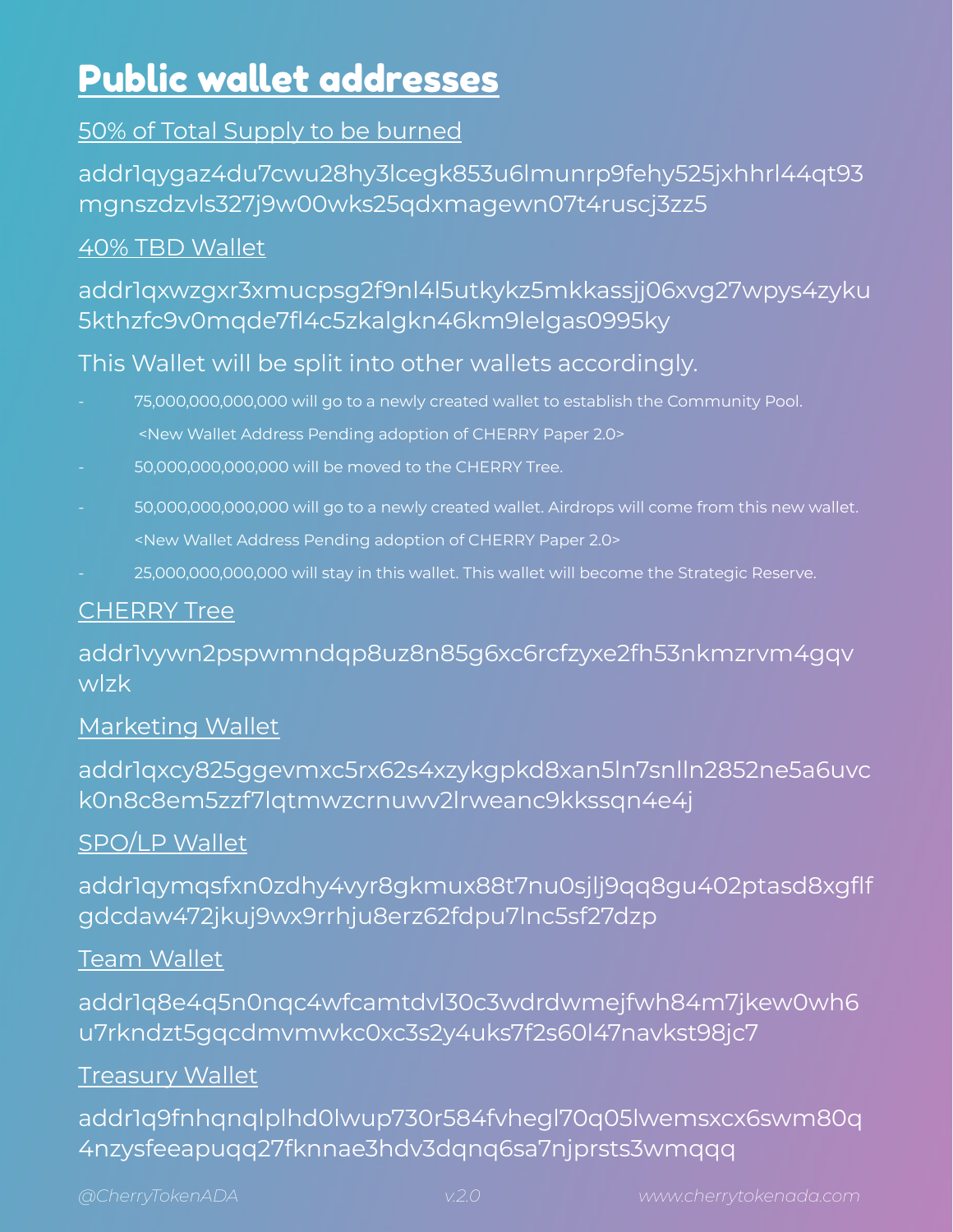# Public wallet addresses

50% of Total Supply to be burned

addr1qygaz4du7cwu28hy3lcegk853u6lmunrp9fehy525jxhhrl44qt93mgnszdzvls327j9w00wks25qdxmagewn07t4ruscj3zz5

40% TBD Wallet

addr1qxwzgxr3xmucpsg2f9nl4l5utkykz5mkkassjj06xvg27wpys4zyku5kthzfc9v0mqde7fl4c5zkalgkn46km9lelgas0995ky

This Wallet will be split into other wallets accordingly.

- 75,000,000,000,000 will go to a newly created wallet to establish the Community Pool.
  <New Wallet Address Pending adoption of CHERRY Paper 2.0>
- 50,000,000,000,000 will be moved to the CHERRY Tree.
- 50,000,000,000,000 will go to a newly created wallet. Airdrops will come from this new wallet.
  <New Wallet Address Pending adoption of CHERRY Paper 2.0>
- 25,000,000,000,000 will stay in this wallet. This wallet will become the Strategic Reserve.

CHERRY Tree

addr1vywn2pspwmndqp8uz8n85g6xc6rcfzyxe2fh53nkmzrvm4gqvwlzk

Marketing Wallet

addr1qxcy825ggevmxc5rx62s4xzykgpkd8xan5ln7snlln2852ne5a6uvck0n8c8em5zzf7lqtmwzcrnuwv2lrweanc9kkssqn4e4j

SPO/LP Wallet

addr1qymqsfxn0zdhy4vyr8gkmux88t7nu0sjlj9qq8gu402ptasd8xgflfgdcdaw472jkuj9wx9rrhju8erz62fdpu7lnc5sf27dzp

Team Wallet

addr1q8e4q5n0nqc4wfcamtdvl30c3wdrdwmejfwh84m7jkew0wh6u7rkndzt5gqcdmvmwkc0xc3s2y4uks7f2s60l47navkst98jc7

Treasury Wallet

addr1q9fnhqnqlplhd0lwup730r584fvhegl70q05lwemsxcx6swm80q4nzysfeeapuqq27fknnae3hdv3dqnq6sa7njprsts3wmqqq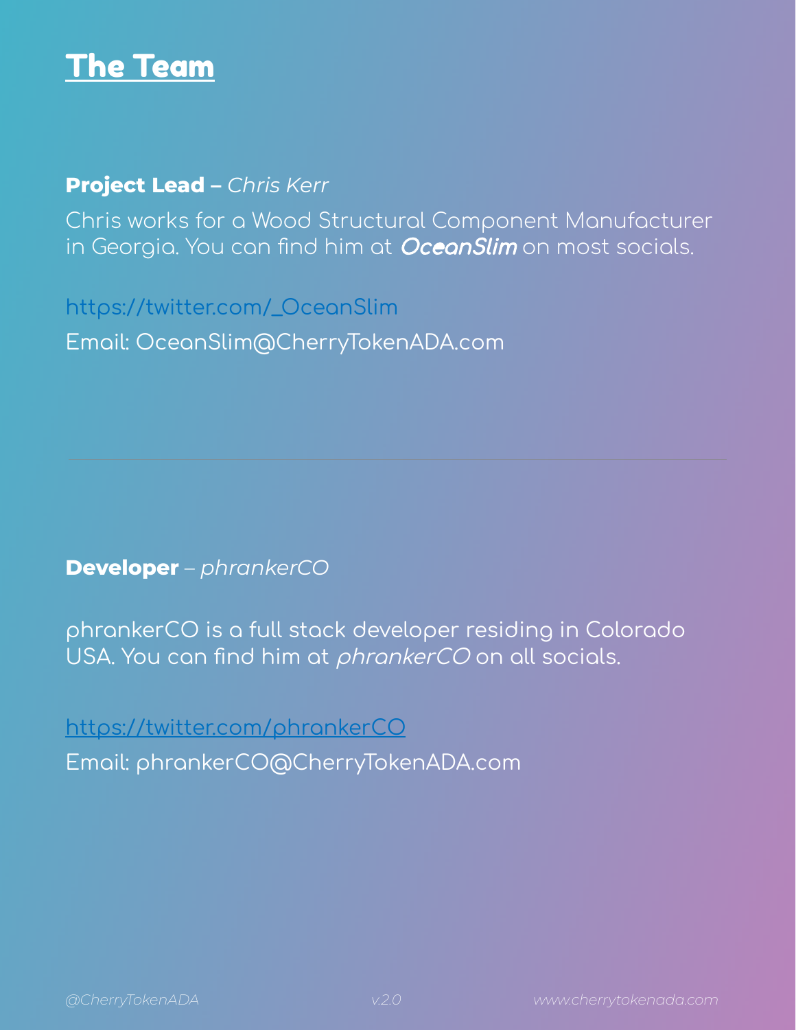# The Team

**Project Lead –** *Chris Kerr*

Chris works for a Wood Structural Component Manufacturer in Georgia. You can find him at ***OceanSlim*** on most socials.

https://twitter.com/_OceanSlim

Email: OceanSlim@CherryTokenADA.com

---

**Developer** – *phrankerCO*

phrankerCO is a full stack developer residing in Colorado USA. You can find him at *phrankerCO* on all socials.

https://twitter.com/phrankerCO

Email: phrankerCO@CherryTokenADA.com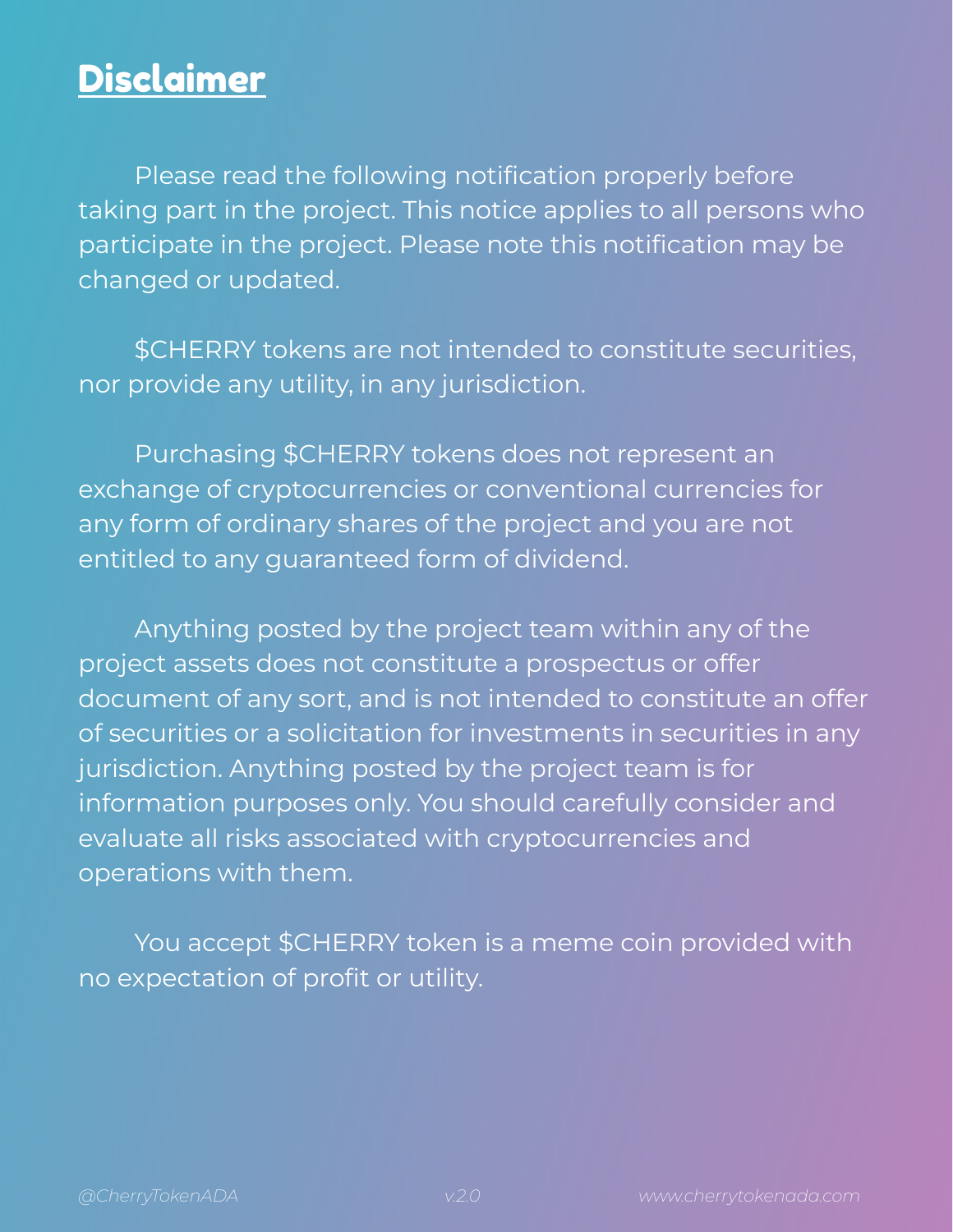# Disclaimer

Please read the following notification properly before taking part in the project. This notice applies to all persons who participate in the project. Please note this notification may be changed or updated.

$CHERRY tokens are not intended to constitute securities, nor provide any utility, in any jurisdiction.

Purchasing $CHERRY tokens does not represent an exchange of cryptocurrencies or conventional currencies for any form of ordinary shares of the project and you are not entitled to any guaranteed form of dividend.

Anything posted by the project team within any of the project assets does not constitute a prospectus or offer document of any sort, and is not intended to constitute an offer of securities or a solicitation for investments in securities in any jurisdiction. Anything posted by the project team is for information purposes only. You should carefully consider and evaluate all risks associated with cryptocurrencies and operations with them.

You accept $CHERRY token is a meme coin provided with no expectation of profit or utility.